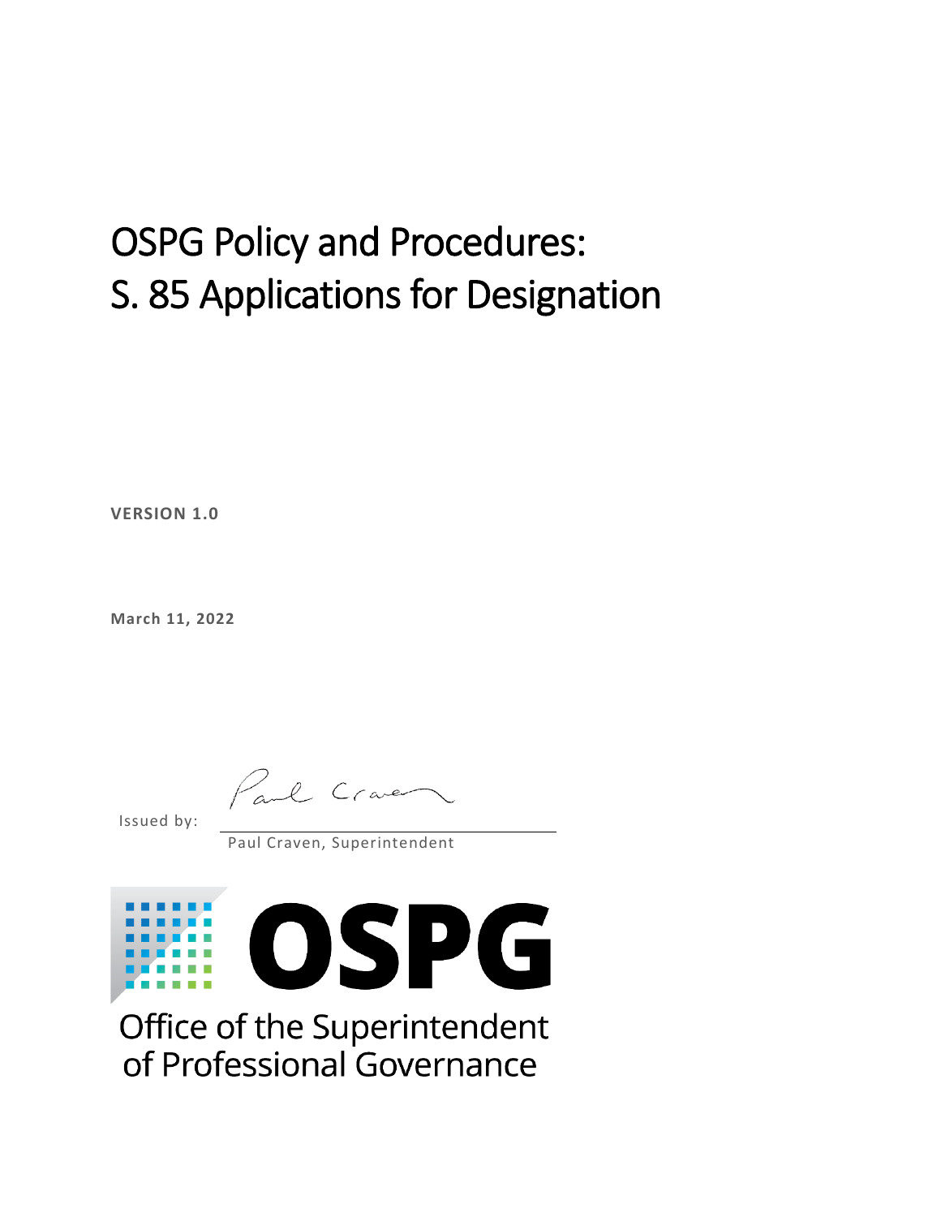# OSPG Policy and Procedures: S. 85 Applications for Designation

**VERSION 1.0**

**March 11, 2022**

Issued by:

Paul Craven, Superintendent

OSPG

Office of the Superintendent of Professional Governance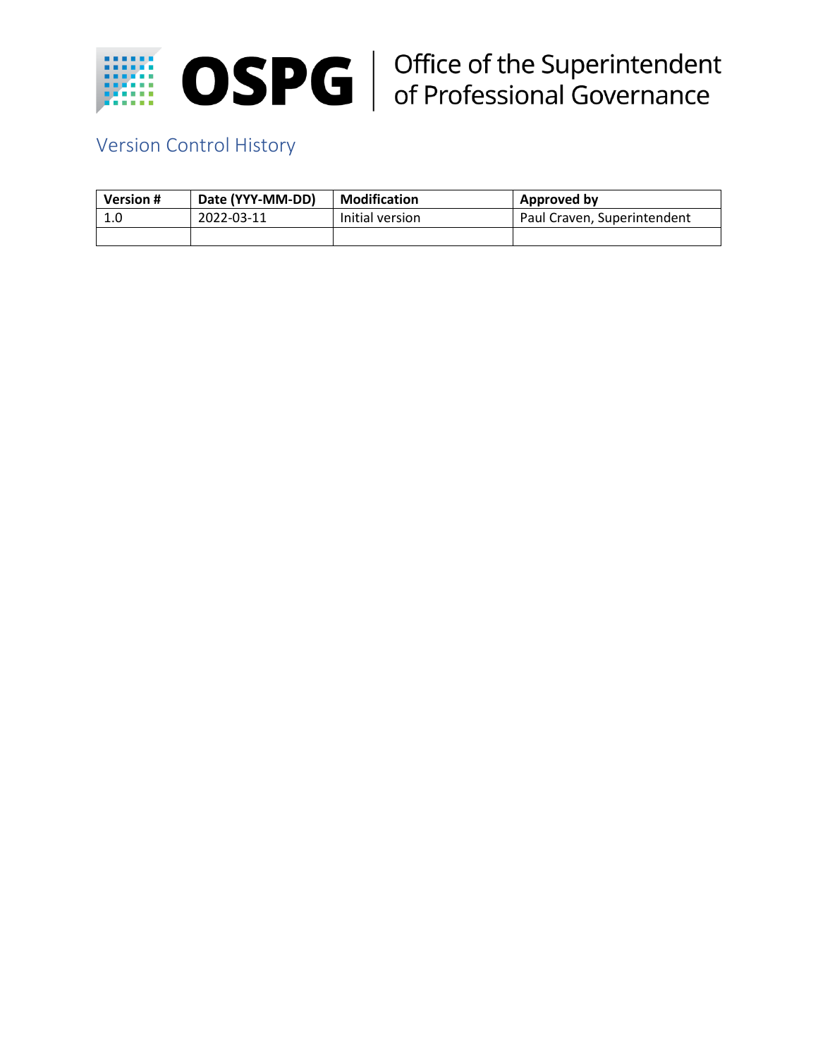OSPG | Office of the Superintendent of Professional Governance

## Version Control History

| Version # | Date (YYY-MM-DD) | Modification | Approved by |
|---|---|---|---|
| 1.0 | 2022-03-11 | Initial version | Paul Craven, Superintendent |
| | | | |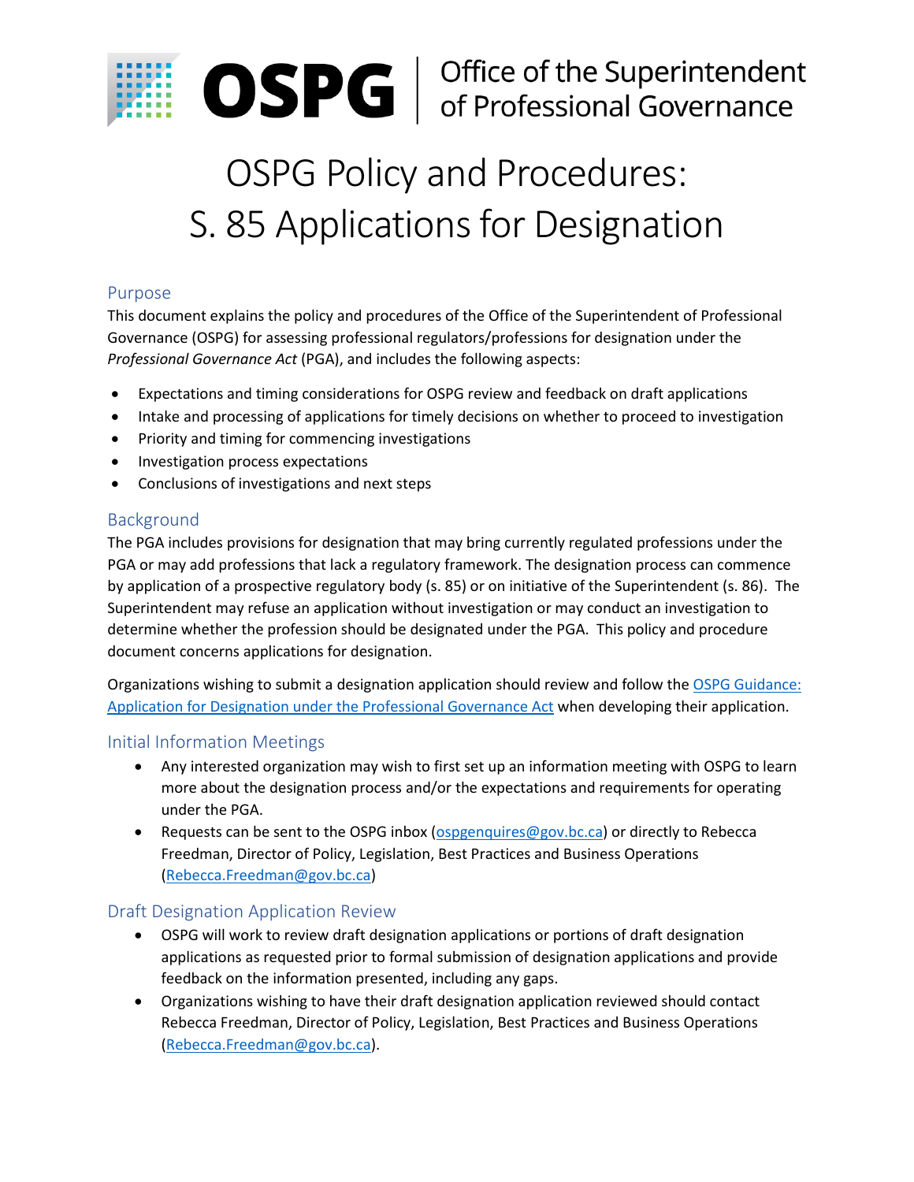# OSPG Policy and Procedures: S. 85 Applications for Designation

## Purpose

This document explains the policy and procedures of the Office of the Superintendent of Professional Governance (OSPG) for assessing professional regulators/professions for designation under the *Professional Governance Act* (PGA), and includes the following aspects:

- Expectations and timing considerations for OSPG review and feedback on draft applications
- Intake and processing of applications for timely decisions on whether to proceed to investigation
- Priority and timing for commencing investigations
- Investigation process expectations
- Conclusions of investigations and next steps

## Background

The PGA includes provisions for designation that may bring currently regulated professions under the PGA or may add professions that lack a regulatory framework. The designation process can commence by application of a prospective regulatory body (s. 85) or on initiative of the Superintendent (s. 86). The Superintendent may refuse an application without investigation or may conduct an investigation to determine whether the profession should be designated under the PGA. This policy and procedure document concerns applications for designation.

Organizations wishing to submit a designation application should review and follow the [OSPG Guidance: Application for Designation under the Professional Governance Act]() when developing their application.

## Initial Information Meetings

- Any interested organization may wish to first set up an information meeting with OSPG to learn more about the designation process and/or the expectations and requirements for operating under the PGA.
- Requests can be sent to the OSPG inbox (ospgenquires@gov.bc.ca) or directly to Rebecca Freedman, Director of Policy, Legislation, Best Practices and Business Operations (Rebecca.Freedman@gov.bc.ca)

## Draft Designation Application Review

- OSPG will work to review draft designation applications or portions of draft designation applications as requested prior to formal submission of designation applications and provide feedback on the information presented, including any gaps.
- Organizations wishing to have their draft designation application reviewed should contact Rebecca Freedman, Director of Policy, Legislation, Best Practices and Business Operations (Rebecca.Freedman@gov.bc.ca).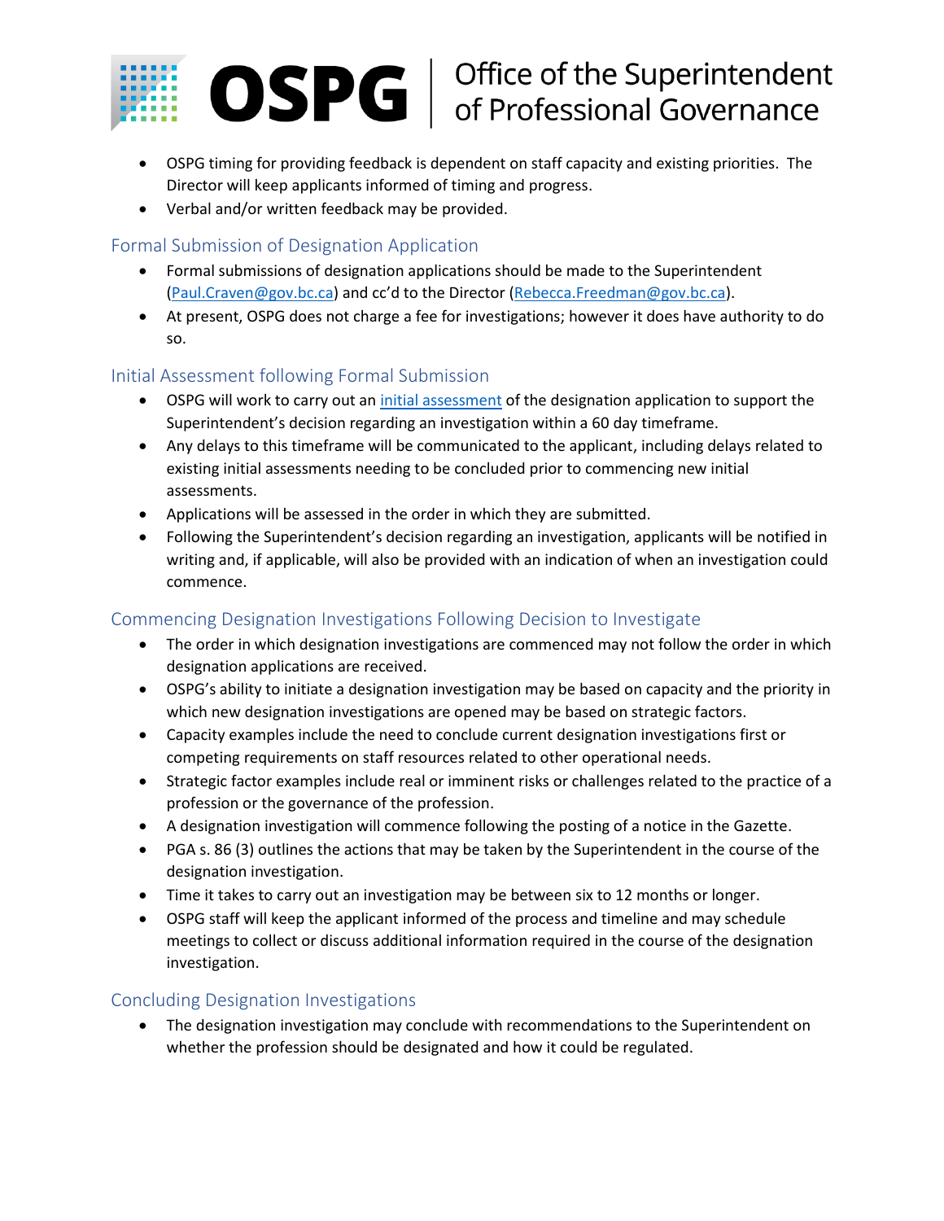- OSPG timing for providing feedback is dependent on staff capacity and existing priorities. The Director will keep applicants informed of timing and progress.
- Verbal and/or written feedback may be provided.

## Formal Submission of Designation Application

- Formal submissions of designation applications should be made to the Superintendent (Paul.Craven@gov.bc.ca) and cc'd to the Director (Rebecca.Freedman@gov.bc.ca).
- At present, OSPG does not charge a fee for investigations; however it does have authority to do so.

## Initial Assessment following Formal Submission

- OSPG will work to carry out an initial assessment of the designation application to support the Superintendent's decision regarding an investigation within a 60 day timeframe.
- Any delays to this timeframe will be communicated to the applicant, including delays related to existing initial assessments needing to be concluded prior to commencing new initial assessments.
- Applications will be assessed in the order in which they are submitted.
- Following the Superintendent's decision regarding an investigation, applicants will be notified in writing and, if applicable, will also be provided with an indication of when an investigation could commence.

## Commencing Designation Investigations Following Decision to Investigate

- The order in which designation investigations are commenced may not follow the order in which designation applications are received.
- OSPG's ability to initiate a designation investigation may be based on capacity and the priority in which new designation investigations are opened may be based on strategic factors.
- Capacity examples include the need to conclude current designation investigations first or competing requirements on staff resources related to other operational needs.
- Strategic factor examples include real or imminent risks or challenges related to the practice of a profession or the governance of the profession.
- A designation investigation will commence following the posting of a notice in the Gazette.
- PGA s. 86 (3) outlines the actions that may be taken by the Superintendent in the course of the designation investigation.
- Time it takes to carry out an investigation may be between six to 12 months or longer.
- OSPG staff will keep the applicant informed of the process and timeline and may schedule meetings to collect or discuss additional information required in the course of the designation investigation.

## Concluding Designation Investigations

- The designation investigation may conclude with recommendations to the Superintendent on whether the profession should be designated and how it could be regulated.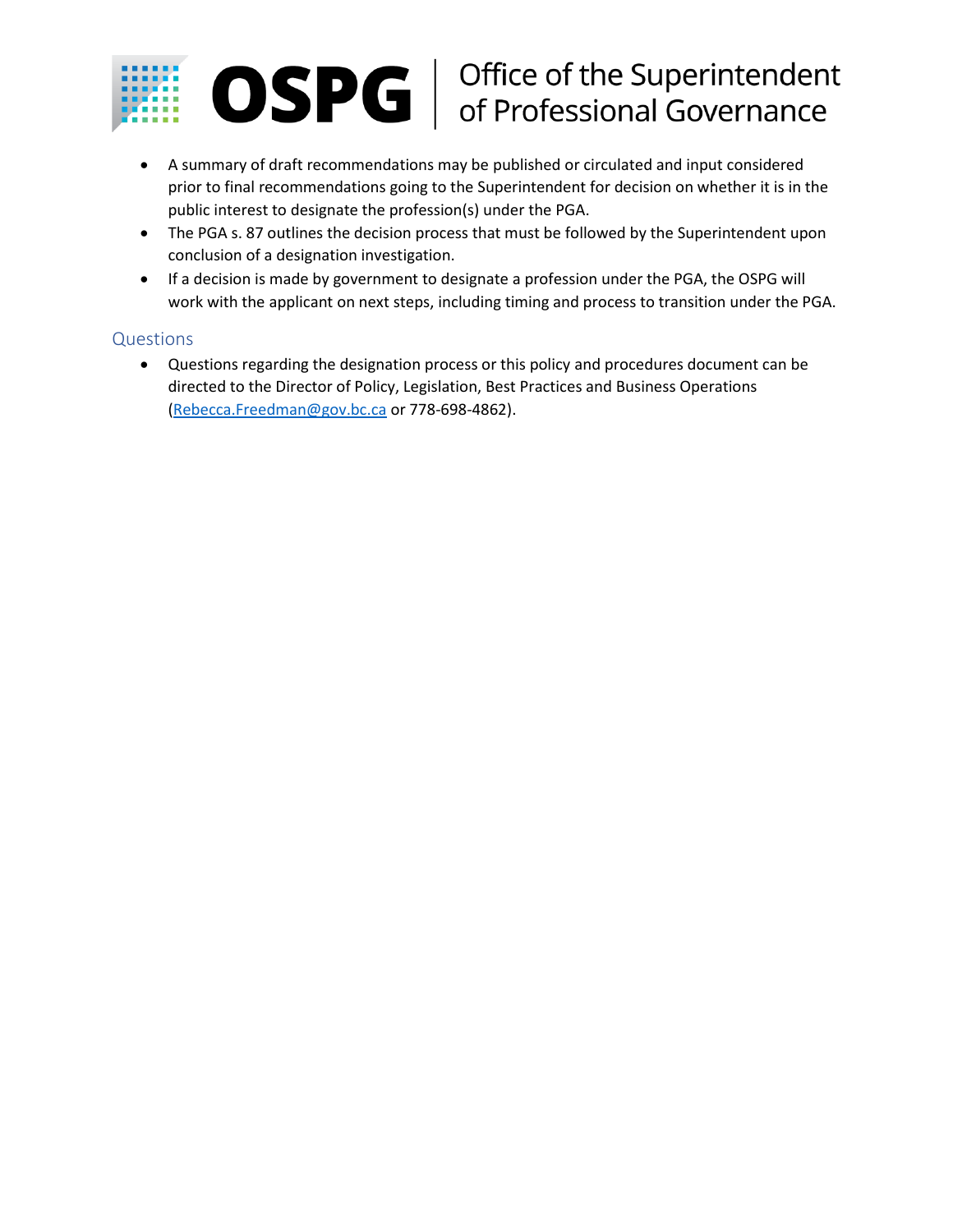- A summary of draft recommendations may be published or circulated and input considered prior to final recommendations going to the Superintendent for decision on whether it is in the public interest to designate the profession(s) under the PGA.
- The PGA s. 87 outlines the decision process that must be followed by the Superintendent upon conclusion of a designation investigation.
- If a decision is made by government to designate a profession under the PGA, the OSPG will work with the applicant on next steps, including timing and process to transition under the PGA.

## Questions

- Questions regarding the designation process or this policy and procedures document can be directed to the Director of Policy, Legislation, Best Practices and Business Operations (Rebecca.Freedman@gov.bc.ca or 778-698-4862).